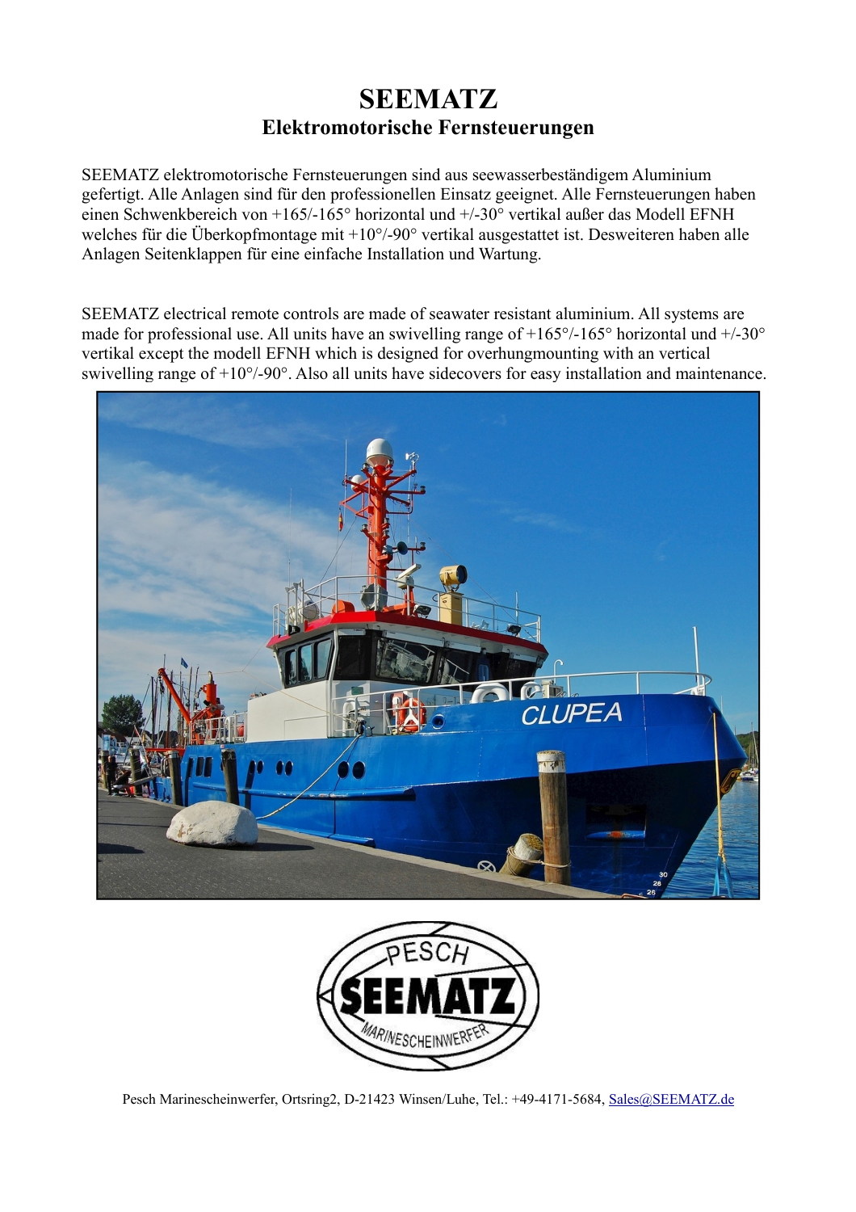# SEEMATZ

## Elektromotorische Fernsteuerungen

SEEMATZ elektromotorische Fernsteuerungen sind aus seewasserbeständigem Aluminium gefertigt. Alle Anlagen sind für den professionellen Einsatz geeignet. Alle Fernsteuerungen haben einen Schwenkbereich von +165/-165° horizontal und +/-30° vertikal außer das Modell EFNH welches für die Überkopfmontage mit +10°/-90° vertikal ausgestattet ist. Desweiteren haben alle Anlagen Seitenklappen für eine einfache Installation und Wartung.

SEEMATZ electrical remote controls are made of seawater resistant aluminium. All systems are made for professional use. All units have an swivelling range of +165°/-165° horizontal und +/-30° vertikal except the modell EFNH which is designed for overhungmounting with an vertical swivelling range of +10°/-90°. Also all units have sidecovers for easy installation and maintenance.

Pesch Marinescheinwerfer, Ortsring2, D-21423 Winsen/Luhe, Tel.: +49-4171-5684, Sales@SEEMATZ.de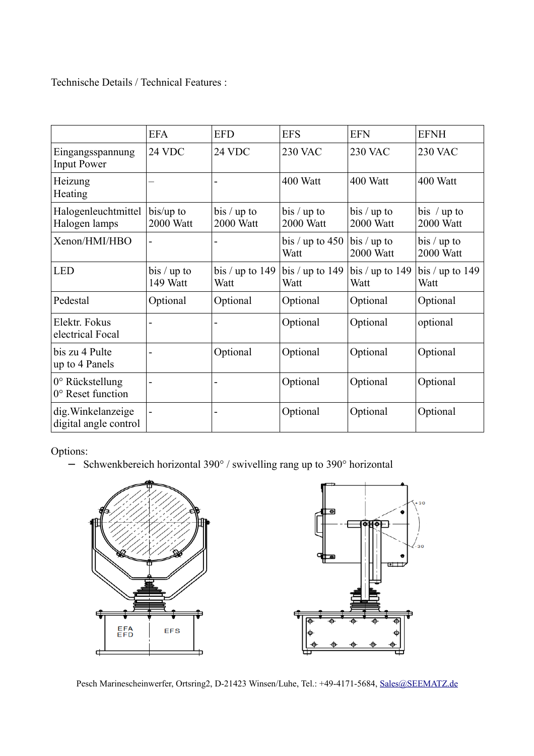Technische Details / Technical Features :

| | EFA | EFD | EFS | EFN | EFNH |
|---|---|---|---|---|---|
| Eingangsspannung Input Power | 24 VDC | 24 VDC | 230 VAC | 230 VAC | 230 VAC |
| Heizung Heating | – | - | 400 Watt | 400 Watt | 400 Watt |
| Halogenleuchtmittel Halogen lamps | bis/up to 2000 Watt | bis / up to 2000 Watt | bis / up to 2000 Watt | bis / up to 2000 Watt | bis / up to 2000 Watt |
| Xenon/HMI/HBO | - | - | bis / up to 450 Watt | bis / up to 2000 Watt | bis / up to 2000 Watt |
| LED | bis / up to 149 Watt | bis / up to 149 Watt | bis / up to 149 Watt | bis / up to 149 Watt | bis / up to 149 Watt |
| Pedestal | Optional | Optional | Optional | Optional | Optional |
| Elektr. Fokus electrical Focal | - | - | Optional | Optional | optional |
| bis zu 4 Pulte up to 4 Panels | - | Optional | Optional | Optional | Optional |
| 0° Rückstellung 0° Reset function | - | - | Optional | Optional | Optional |
| dig.Winkelanzeige digital angle control | - | - | Optional | Optional | Optional |

Options:

- Schwenkbereich horizontal 390° / swivelling rang up to 390° horizontal

EFA
EFD
EFS

+30
-30

Pesch Marinescheinwerfer, Ortsring2, D-21423 Winsen/Luhe, Tel.: +49-4171-5684, Sales@SEEMATZ.de